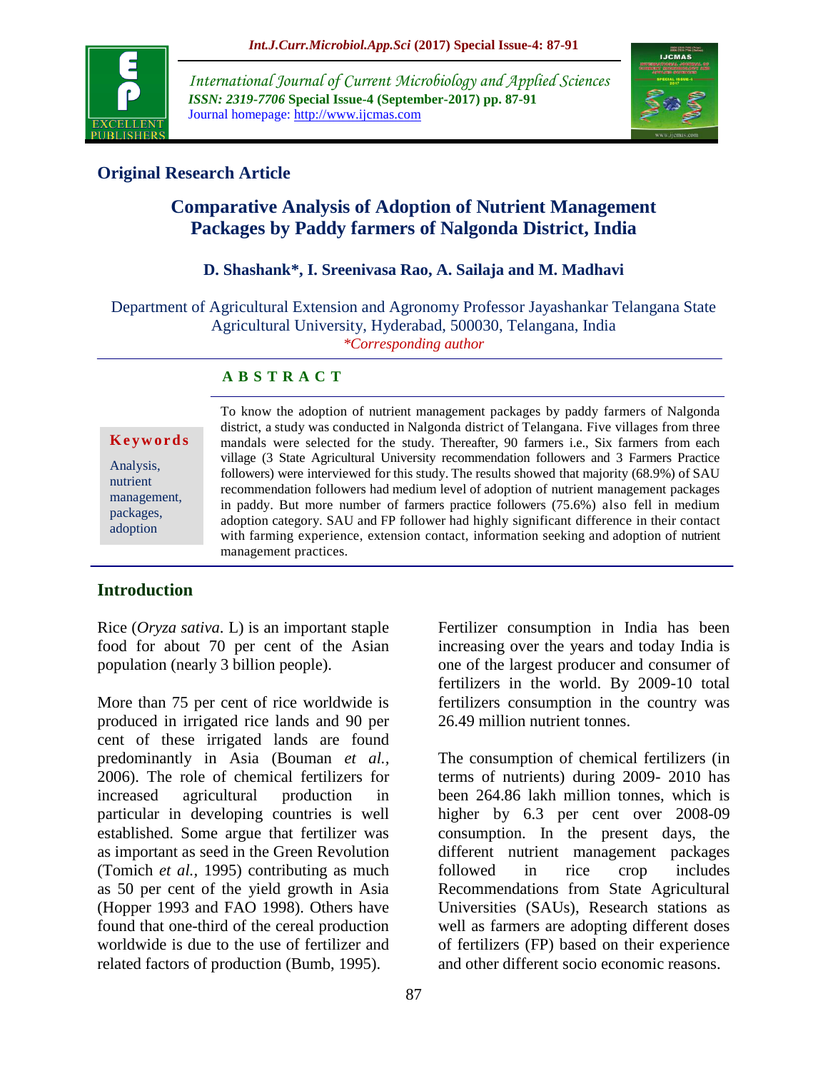## Original Research Article

# Comparative Analysis of Adoption of Nutrient Management Packages by Paddy farmers of Nalgonda District, India

**D. Shashank*, I. Sreenivasa Rao, A. Sailaja and M. Madhavi**

Department of Agricultural Extension and Agronomy Professor Jayashankar Telangana State Agricultural University, Hyderabad, 500030, Telangana, India

*\*Corresponding author*

### ABSTRACT

**Keywords**

Analysis, nutrient management, packages, adoption

To know the adoption of nutrient management packages by paddy farmers of Nalgonda district, a study was conducted in Nalgonda district of Telangana. Five villages from three mandals were selected for the study. Thereafter, 90 farmers i.e., Six farmers from each village (3 State Agricultural University recommendation followers and 3 Farmers Practice followers) were interviewed for this study. The results showed that majority (68.9%) of SAU recommendation followers had medium level of adoption of nutrient management packages in paddy. But more number of farmers practice followers (75.6%) also fell in medium adoption category. SAU and FP follower had highly significant difference in their contact with farming experience, extension contact, information seeking and adoption of nutrient management practices.

## Introduction

Rice (*Oryza sativa*. L) is an important staple food for about 70 per cent of the Asian population (nearly 3 billion people).

More than 75 per cent of rice worldwide is produced in irrigated rice lands and 90 per cent of these irrigated lands are found predominantly in Asia (Bouman *et al.*, 2006). The role of chemical fertilizers for increased agricultural production in particular in developing countries is well established. Some argue that fertilizer was as important as seed in the Green Revolution (Tomich *et al.,* 1995) contributing as much as 50 per cent of the yield growth in Asia (Hopper 1993 and FAO 1998). Others have found that one-third of the cereal production worldwide is due to the use of fertilizer and related factors of production (Bumb, 1995).

Fertilizer consumption in India has been increasing over the years and today India is one of the largest producer and consumer of fertilizers in the world. By 2009-10 total fertilizers consumption in the country was 26.49 million nutrient tonnes.

The consumption of chemical fertilizers (in terms of nutrients) during 2009- 2010 has been 264.86 lakh million tonnes, which is higher by 6.3 per cent over 2008-09 consumption. In the present days, the different nutrient management packages followed in rice crop includes Recommendations from State Agricultural Universities (SAUs), Research stations as well as farmers are adopting different doses of fertilizers (FP) based on their experience and other different socio economic reasons.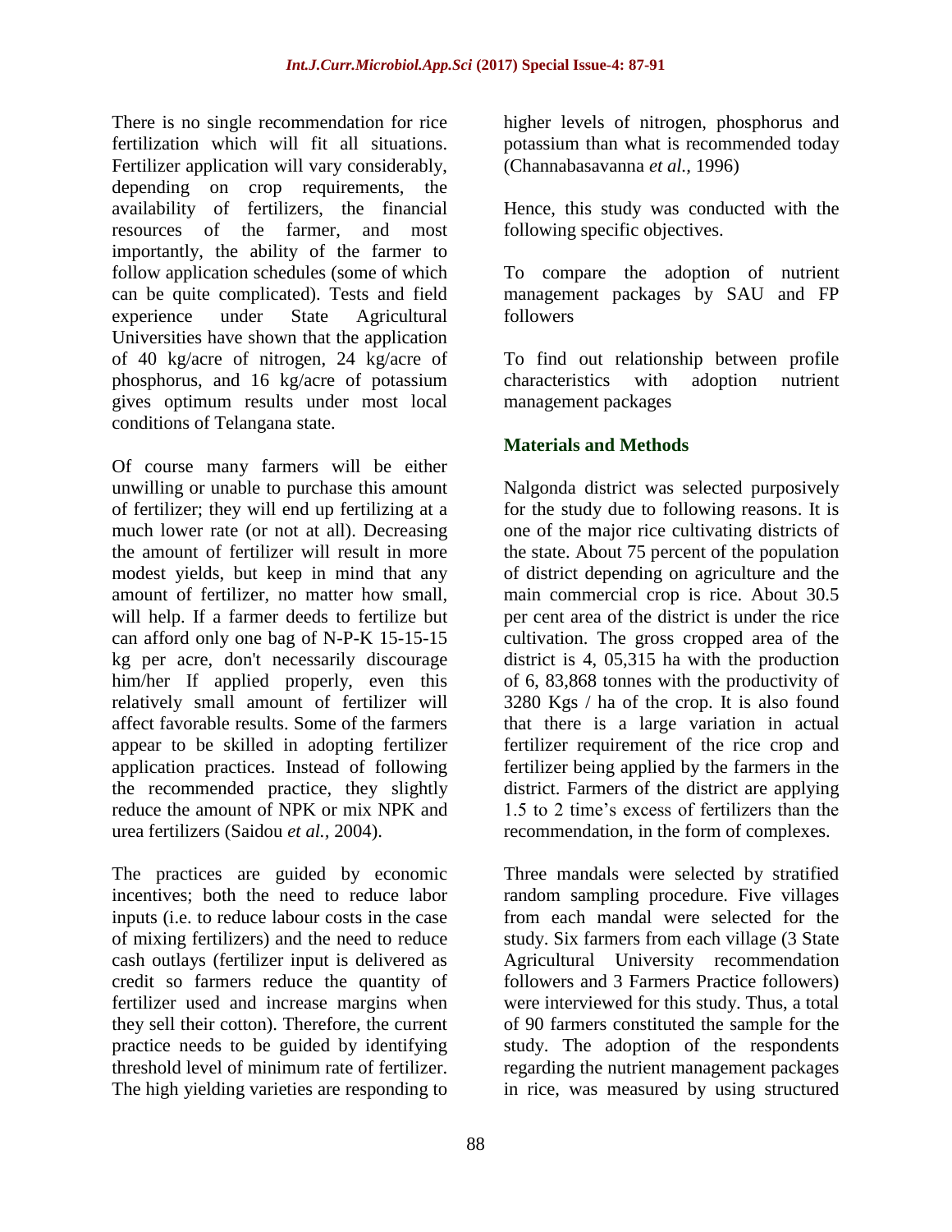There is no single recommendation for rice fertilization which will fit all situations. Fertilizer application will vary considerably, depending on crop requirements, the availability of fertilizers, the financial resources of the farmer, and most importantly, the ability of the farmer to follow application schedules (some of which can be quite complicated). Tests and field experience under State Agricultural Universities have shown that the application of 40 kg/acre of nitrogen, 24 kg/acre of phosphorus, and 16 kg/acre of potassium gives optimum results under most local conditions of Telangana state.

Of course many farmers will be either unwilling or unable to purchase this amount of fertilizer; they will end up fertilizing at a much lower rate (or not at all). Decreasing the amount of fertilizer will result in more modest yields, but keep in mind that any amount of fertilizer, no matter how small, will help. If a farmer deeds to fertilize but can afford only one bag of N-P-K 15-15-15 kg per acre, don't necessarily discourage him/her If applied properly, even this relatively small amount of fertilizer will affect favorable results. Some of the farmers appear to be skilled in adopting fertilizer application practices. Instead of following the recommended practice, they slightly reduce the amount of NPK or mix NPK and urea fertilizers (Saidou *et al.,* 2004).

The practices are guided by economic incentives; both the need to reduce labor inputs (i.e. to reduce labour costs in the case of mixing fertilizers) and the need to reduce cash outlays (fertilizer input is delivered as credit so farmers reduce the quantity of fertilizer used and increase margins when they sell their cotton). Therefore, the current practice needs to be guided by identifying threshold level of minimum rate of fertilizer. The high yielding varieties are responding to higher levels of nitrogen, phosphorus and potassium than what is recommended today (Channabasavanna *et al.,* 1996)

Hence, this study was conducted with the following specific objectives.

To compare the adoption of nutrient management packages by SAU and FP followers

To find out relationship between profile characteristics with adoption nutrient management packages

## Materials and Methods

Nalgonda district was selected purposively for the study due to following reasons. It is one of the major rice cultivating districts of the state. About 75 percent of the population of district depending on agriculture and the main commercial crop is rice. About 30.5 per cent area of the district is under the rice cultivation. The gross cropped area of the district is 4, 05,315 ha with the production of 6, 83,868 tonnes with the productivity of 3280 Kgs / ha of the crop. It is also found that there is a large variation in actual fertilizer requirement of the rice crop and fertilizer being applied by the farmers in the district. Farmers of the district are applying 1.5 to 2 time's excess of fertilizers than the recommendation, in the form of complexes.

Three mandals were selected by stratified random sampling procedure. Five villages from each mandal were selected for the study. Six farmers from each village (3 State Agricultural University recommendation followers and 3 Farmers Practice followers) were interviewed for this study. Thus, a total of 90 farmers constituted the sample for the study. The adoption of the respondents regarding the nutrient management packages in rice, was measured by using structured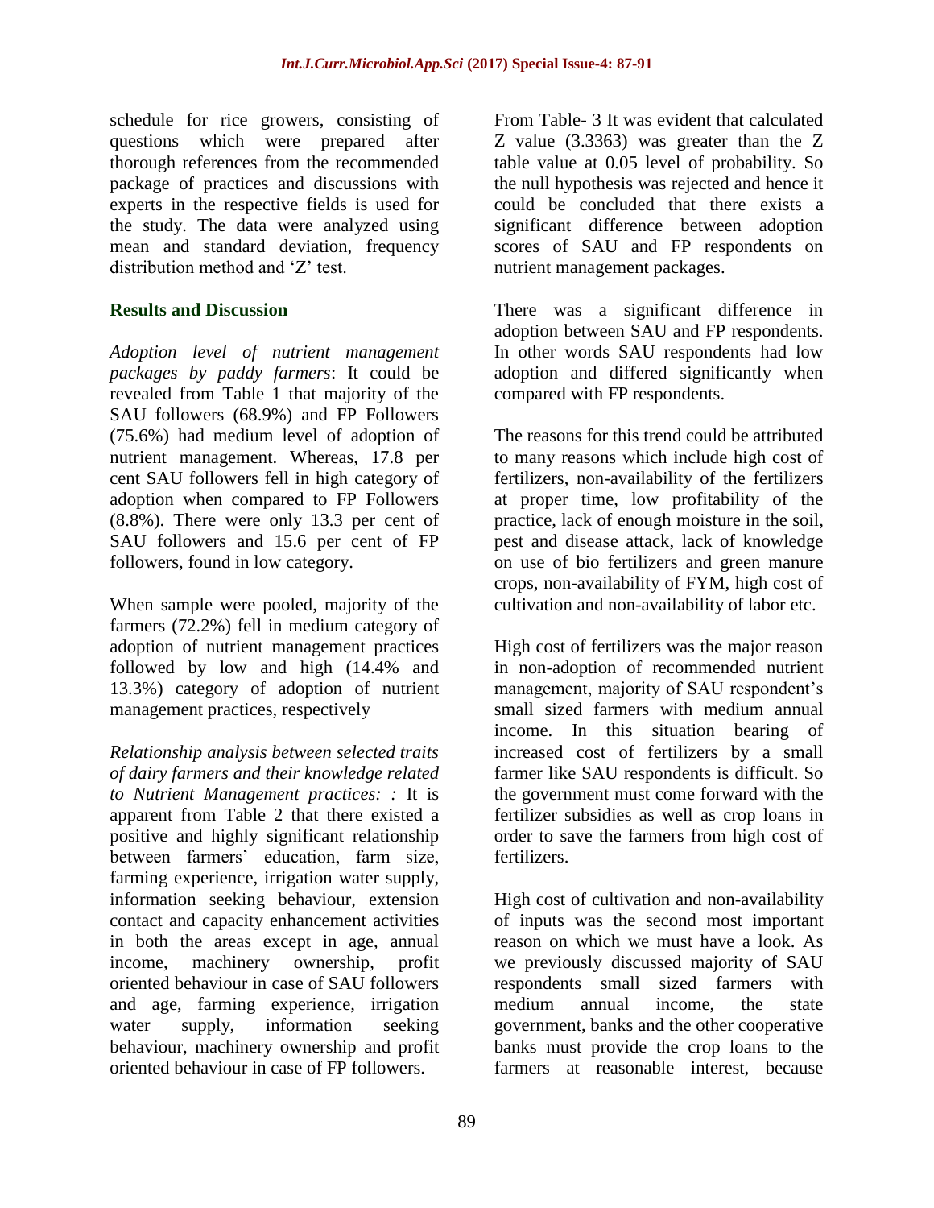schedule for rice growers, consisting of questions which were prepared after thorough references from the recommended package of practices and discussions with experts in the respective fields is used for the study. The data were analyzed using mean and standard deviation, frequency distribution method and 'Z' test.

## Results and Discussion

*Adoption level of nutrient management packages by paddy farmers*: It could be revealed from Table 1 that majority of the SAU followers (68.9%) and FP Followers (75.6%) had medium level of adoption of nutrient management. Whereas, 17.8 per cent SAU followers fell in high category of adoption when compared to FP Followers (8.8%). There were only 13.3 per cent of SAU followers and 15.6 per cent of FP followers, found in low category.

When sample were pooled, majority of the farmers (72.2%) fell in medium category of adoption of nutrient management practices followed by low and high (14.4% and 13.3%) category of adoption of nutrient management practices, respectively

*Relationship analysis between selected traits of dairy farmers and their knowledge related to Nutrient Management practices: :* It is apparent from Table 2 that there existed a positive and highly significant relationship between farmers' education, farm size, farming experience, irrigation water supply, information seeking behaviour, extension contact and capacity enhancement activities in both the areas except in age, annual income, machinery ownership, profit oriented behaviour in case of SAU followers and age, farming experience, irrigation water supply, information seeking behaviour, machinery ownership and profit oriented behaviour in case of FP followers.

From Table- 3 It was evident that calculated Z value (3.3363) was greater than the Z table value at 0.05 level of probability. So the null hypothesis was rejected and hence it could be concluded that there exists a significant difference between adoption scores of SAU and FP respondents on nutrient management packages.

There was a significant difference in adoption between SAU and FP respondents. In other words SAU respondents had low adoption and differed significantly when compared with FP respondents.

The reasons for this trend could be attributed to many reasons which include high cost of fertilizers, non-availability of the fertilizers at proper time, low profitability of the practice, lack of enough moisture in the soil, pest and disease attack, lack of knowledge on use of bio fertilizers and green manure crops, non-availability of FYM, high cost of cultivation and non-availability of labor etc.

High cost of fertilizers was the major reason in non-adoption of recommended nutrient management, majority of SAU respondent's small sized farmers with medium annual income. In this situation bearing of increased cost of fertilizers by a small farmer like SAU respondents is difficult. So the government must come forward with the fertilizer subsidies as well as crop loans in order to save the farmers from high cost of fertilizers.

High cost of cultivation and non-availability of inputs was the second most important reason on which we must have a look. As we previously discussed majority of SAU respondents small sized farmers with medium annual income, the state government, banks and the other cooperative banks must provide the crop loans to the farmers at reasonable interest, because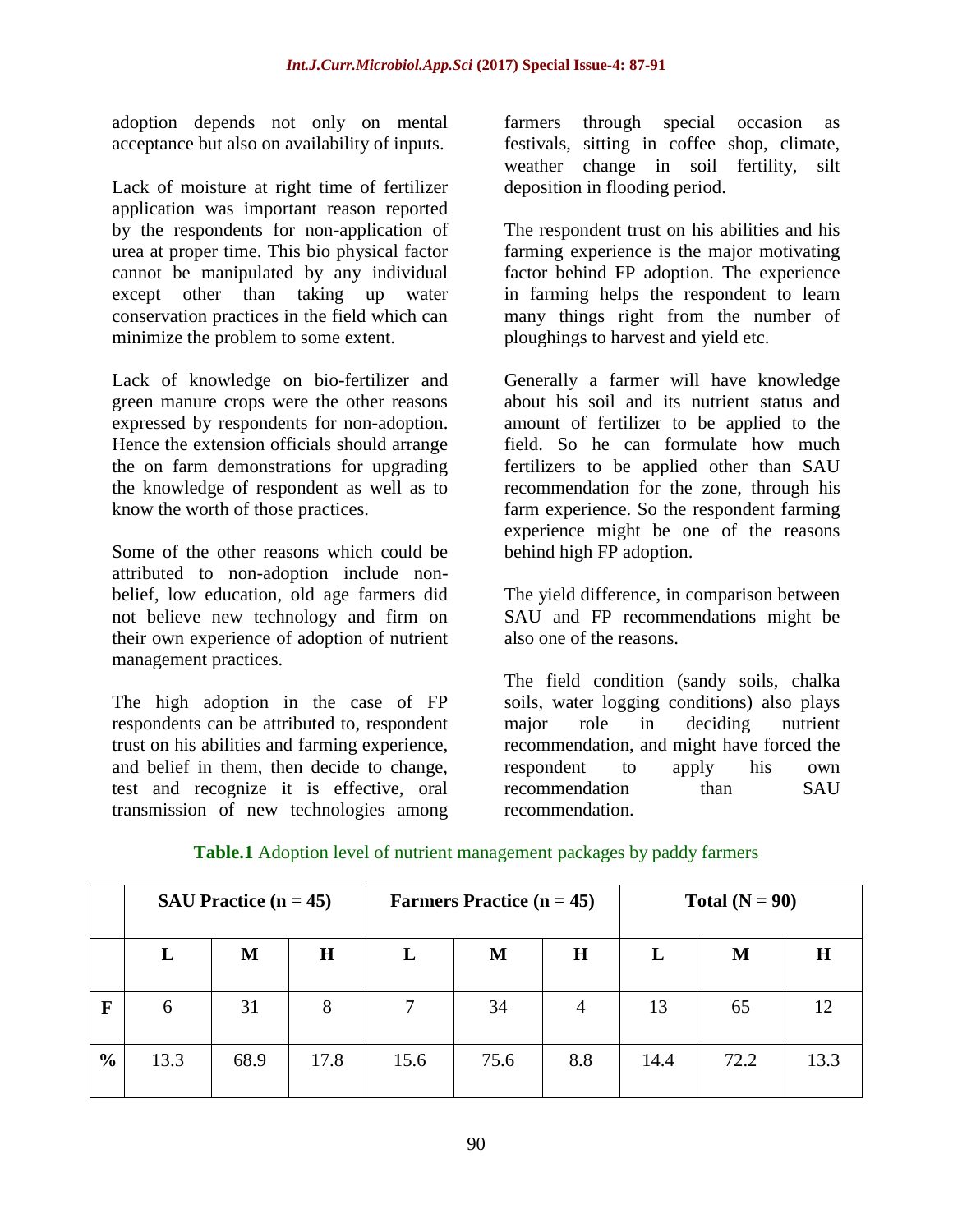adoption depends not only on mental acceptance but also on availability of inputs.

Lack of moisture at right time of fertilizer application was important reason reported by the respondents for non-application of urea at proper time. This bio physical factor cannot be manipulated by any individual except other than taking up water conservation practices in the field which can minimize the problem to some extent.

Lack of knowledge on bio-fertilizer and green manure crops were the other reasons expressed by respondents for non-adoption. Hence the extension officials should arrange the on farm demonstrations for upgrading the knowledge of respondent as well as to know the worth of those practices.

Some of the other reasons which could be attributed to non-adoption include non-belief, low education, old age farmers did not believe new technology and firm on their own experience of adoption of nutrient management practices.

The high adoption in the case of FP respondents can be attributed to, respondent trust on his abilities and farming experience, and belief in them, then decide to change, test and recognize it is effective, oral transmission of new technologies among farmers through special occasion as festivals, sitting in coffee shop, climate, weather change in soil fertility, silt deposition in flooding period.

The respondent trust on his abilities and his farming experience is the major motivating factor behind FP adoption. The experience in farming helps the respondent to learn many things right from the number of ploughings to harvest and yield etc.

Generally a farmer will have knowledge about his soil and its nutrient status and amount of fertilizer to be applied to the field. So he can formulate how much fertilizers to be applied other than SAU recommendation for the zone, through his farm experience. So the respondent farming experience might be one of the reasons behind high FP adoption.

The yield difference, in comparison between SAU and FP recommendations might be also one of the reasons.

The field condition (sandy soils, chalka soils, water logging conditions) also plays major role in deciding nutrient recommendation, and might have forced the respondent to apply his own recommendation than SAU recommendation.

**Table.1** Adoption level of nutrient management packages by paddy farmers

| | SAU Practice (n = 45) | | | Farmers Practice (n = 45) | | | Total (N = 90) | | |
|---|---|---|---|---|---|---|---|---|---|
| | **L** | **M** | **H** | **L** | **M** | **H** | **L** | **M** | **H** |
| **F** | 6 | 31 | 8 | 7 | 34 | 4 | 13 | 65 | 12 |
| **%** | 13.3 | 68.9 | 17.8 | 15.6 | 75.6 | 8.8 | 14.4 | 72.2 | 13.3 |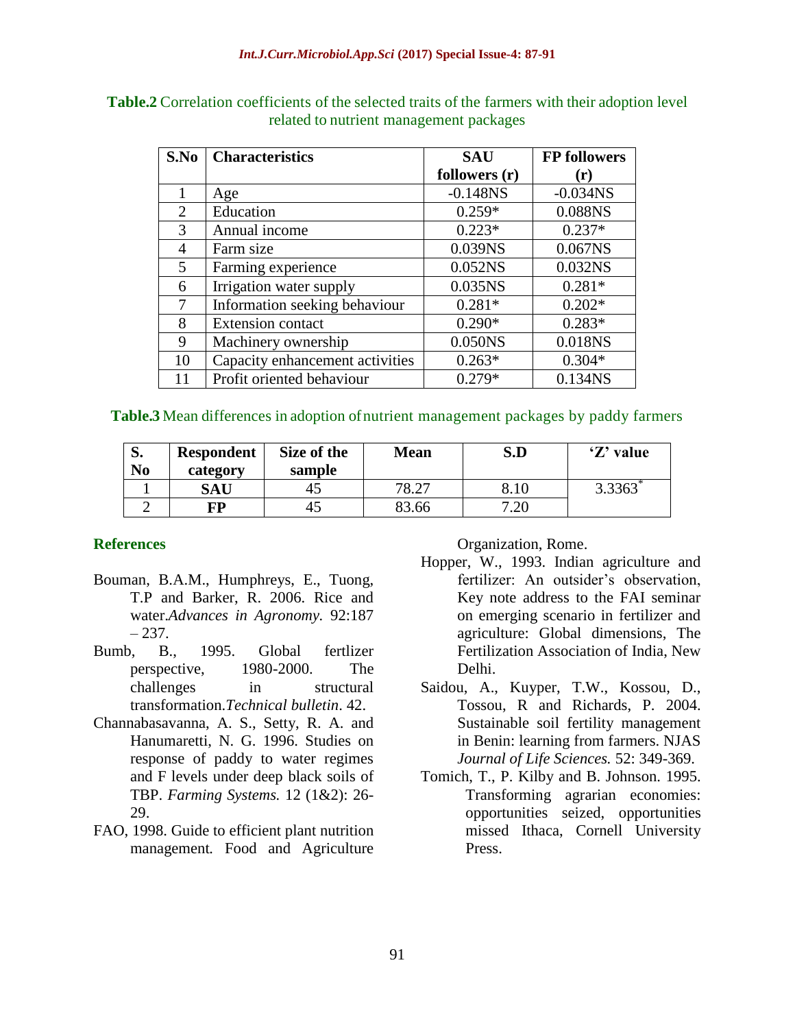**Table.2** Correlation coefficients of the selected traits of the farmers with their adoption level related to nutrient management packages

| S.No | Characteristics | SAU followers (r) | FP followers (r) |
|---|---|---|---|
| 1 | Age | -0.148NS | -0.034NS |
| 2 | Education | 0.259* | 0.088NS |
| 3 | Annual income | 0.223* | 0.237* |
| 4 | Farm size | 0.039NS | 0.067NS |
| 5 | Farming experience | 0.052NS | 0.032NS |
| 6 | Irrigation water supply | 0.035NS | 0.281* |
| 7 | Information seeking behaviour | 0.281* | 0.202* |
| 8 | Extension contact | 0.290* | 0.283* |
| 9 | Machinery ownership | 0.050NS | 0.018NS |
| 10 | Capacity enhancement activities | 0.263* | 0.304* |
| 11 | Profit oriented behaviour | 0.279* | 0.134NS |

**Table.3** Mean differences in adoption of nutrient management packages by paddy farmers

| S. No | Respondent category | Size of the sample | Mean | S.D | 'Z' value |
|---|---|---|---|---|---|
| 1 | **SAU** | 45 | 78.27 | 8.10 | 3.3363* |
| 2 | **FP** | 45 | 83.66 | 7.20 | |

## References

Bouman, B.A.M., Humphreys, E., Tuong, T.P and Barker, R. 2006. Rice and water.*Advances in Agronomy.* 92:187 – 237.

Bumb, B., 1995. Global fertlizer perspective, 1980-2000. The challenges in structural transformation.*Technical bulletin*. 42.

Channabasavanna, A. S., Setty, R. A. and Hanumaretti, N. G. 1996. Studies on response of paddy to water regimes and F levels under deep black soils of TBP. *Farming Systems.* 12 (1&2): 26-29.

FAO, 1998. Guide to efficient plant nutrition management*.* Food and Agriculture Organization, Rome.

Hopper, W., 1993. Indian agriculture and fertilizer: An outsider's observation, Key note address to the FAI seminar on emerging scenario in fertilizer and agriculture: Global dimensions, The Fertilization Association of India, New Delhi.

Saidou, A., Kuyper, T.W., Kossou, D., Tossou, R and Richards, P. 2004. Sustainable soil fertility management in Benin: learning from farmers. NJAS *Journal of Life Sciences.* 52: 349-369.

Tomich, T., P. Kilby and B. Johnson. 1995. Transforming agrarian economies: opportunities seized, opportunities missed Ithaca, Cornell University Press.